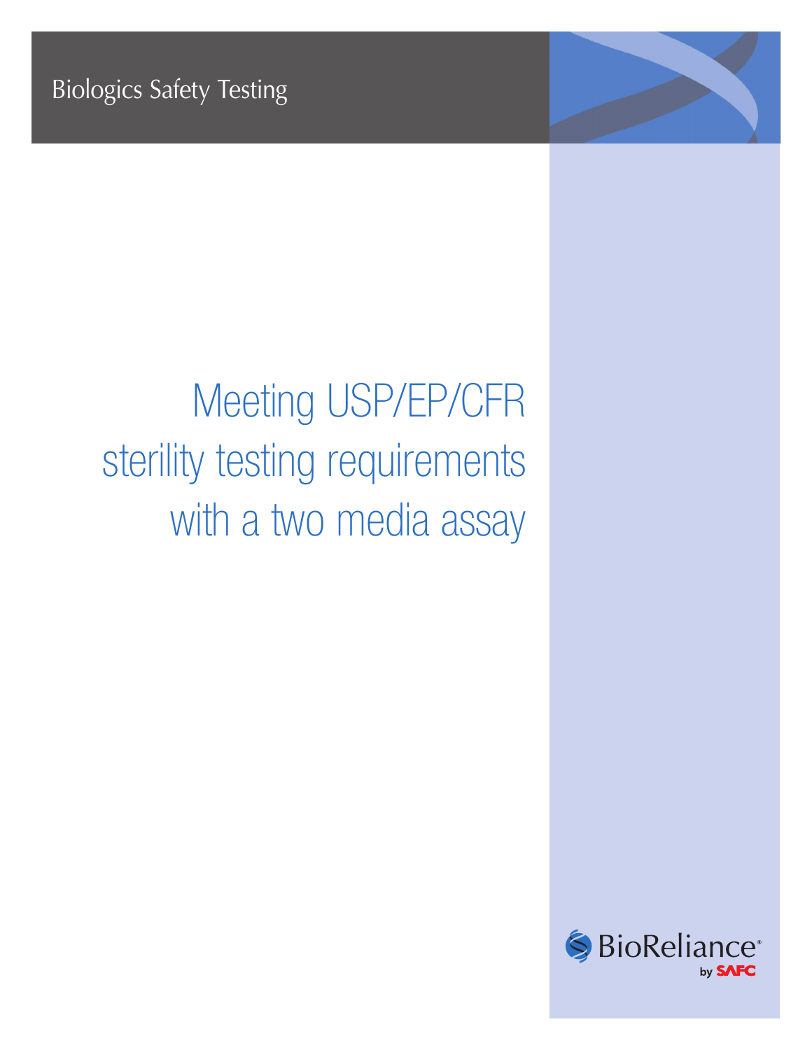Biologics Safety Testing

# Meeting USP/EP/CFR sterility testing requirements with a two media assay

BioReliance®

by SAFC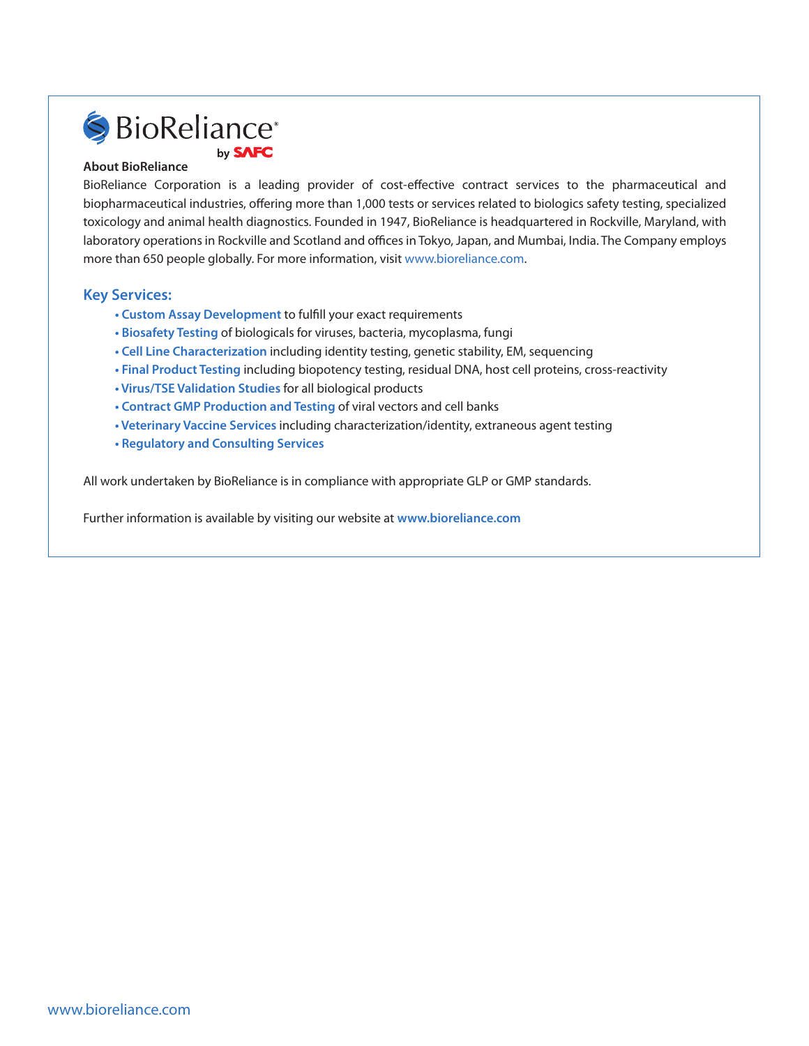BioReliance® by SAFC

**About BioReliance**

BioReliance Corporation is a leading provider of cost-effective contract services to the pharmaceutical and biopharmaceutical industries, offering more than 1,000 tests or services related to biologics safety testing, specialized toxicology and animal health diagnostics. Founded in 1947, BioReliance is headquartered in Rockville, Maryland, with laboratory operations in Rockville and Scotland and offices in Tokyo, Japan, and Mumbai, India. The Company employs more than 650 people globally. For more information, visit www.bioreliance.com.

## Key Services:

- **Custom Assay Development** to fulfill your exact requirements
- **Biosafety Testing** of biologicals for viruses, bacteria, mycoplasma, fungi
- **Cell Line Characterization** including identity testing, genetic stability, EM, sequencing
- **Final Product Testing** including biopotency testing, residual DNA, host cell proteins, cross-reactivity
- **Virus/TSE Validation Studies** for all biological products
- **Contract GMP Production and Testing** of viral vectors and cell banks
- **Veterinary Vaccine Services** including characterization/identity, extraneous agent testing
- **Regulatory and Consulting Services**

All work undertaken by BioReliance is in compliance with appropriate GLP or GMP standards.

Further information is available by visiting our website at **www.bioreliance.com**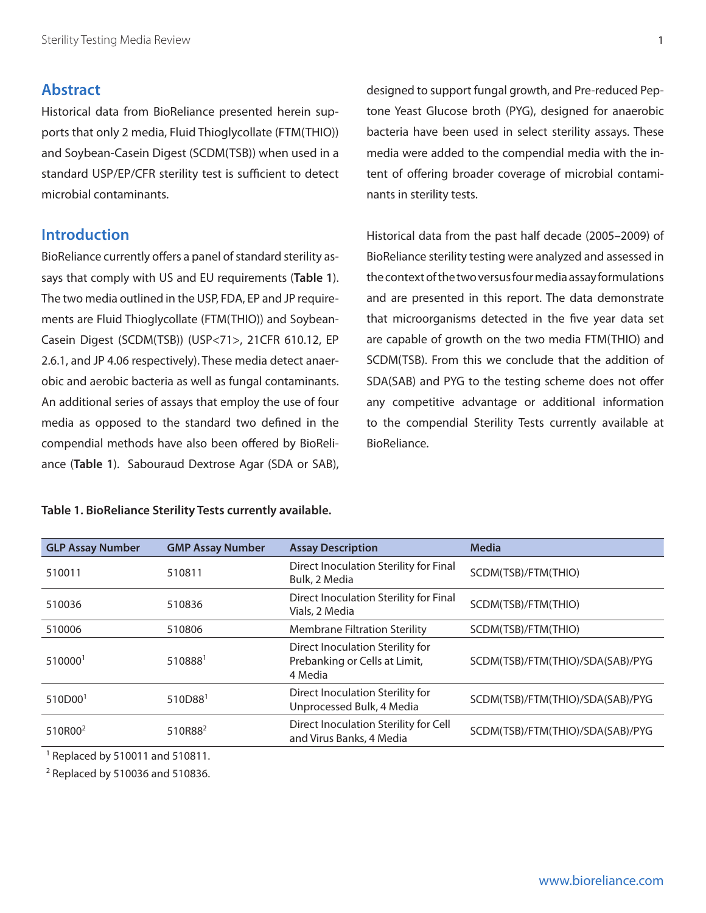## Abstract

Historical data from BioReliance presented herein supports that only 2 media, Fluid Thioglycollate (FTM(THIO)) and Soybean-Casein Digest (SCDM(TSB)) when used in a standard USP/EP/CFR sterility test is sufficient to detect microbial contaminants.

## Introduction

BioReliance currently offers a panel of standard sterility assays that comply with US and EU requirements (**Table 1**). The two media outlined in the USP, FDA, EP and JP requirements are Fluid Thioglycollate (FTM(THIO)) and Soybean-Casein Digest (SCDM(TSB)) (USP<71>, 21CFR 610.12, EP 2.6.1, and JP 4.06 respectively). These media detect anaerobic and aerobic bacteria as well as fungal contaminants. An additional series of assays that employ the use of four media as opposed to the standard two defined in the compendial methods have also been offered by BioReliance (**Table 1**). Sabouraud Dextrose Agar (SDA or SAB), designed to support fungal growth, and Pre-reduced Peptone Yeast Glucose broth (PYG), designed for anaerobic bacteria have been used in select sterility assays. These media were added to the compendial media with the intent of offering broader coverage of microbial contaminants in sterility tests.

Historical data from the past half decade (2005–2009) of BioReliance sterility testing were analyzed and assessed in the context of the two versus four media assay formulations and are presented in this report. The data demonstrate that microorganisms detected in the five year data set are capable of growth on the two media FTM(THIO) and SCDM(TSB). From this we conclude that the addition of SDA(SAB) and PYG to the testing scheme does not offer any competitive advantage or additional information to the compendial Sterility Tests currently available at BioReliance.

**Table 1. BioReliance Sterility Tests currently available.**

| GLP Assay Number | GMP Assay Number | Assay Description | Media |
|---|---|---|---|
| 510011 | 510811 | Direct Inoculation Sterility for Final Bulk, 2 Media | SCDM(TSB)/FTM(THIO) |
| 510036 | 510836 | Direct Inoculation Sterility for Final Vials, 2 Media | SCDM(TSB)/FTM(THIO) |
| 510006 | 510806 | Membrane Filtration Sterility | SCDM(TSB)/FTM(THIO) |
| 510000[1] | 510888[1] | Direct Inoculation Sterility for Prebanking or Cells at Limit, 4 Media | SCDM(TSB)/FTM(THIO)/SDA(SAB)/PYG |
| 510D00[1] | 510D88[1] | Direct Inoculation Sterility for Unprocessed Bulk, 4 Media | SCDM(TSB)/FTM(THIO)/SDA(SAB)/PYG |
| 510R00[2] | 510R88[2] | Direct Inoculation Sterility for Cell and Virus Banks, 4 Media | SCDM(TSB)/FTM(THIO)/SDA(SAB)/PYG |

[1] Replaced by 510011 and 510811.

[2] Replaced by 510036 and 510836.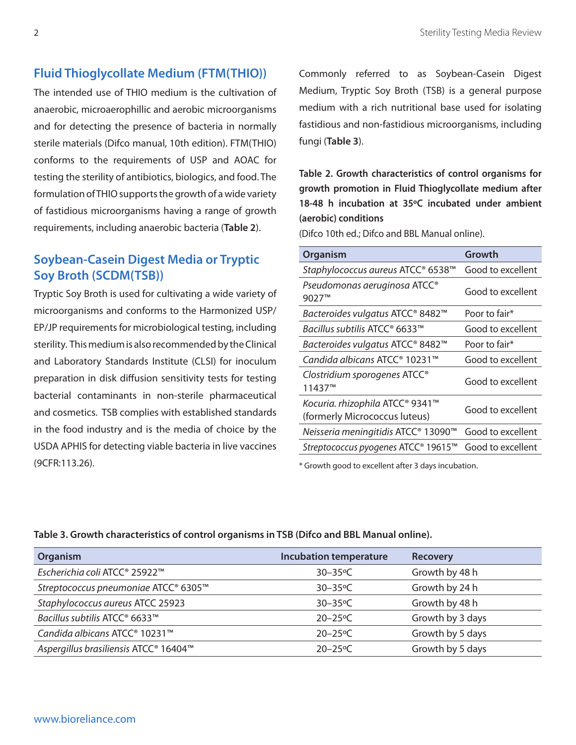## Fluid Thioglycollate Medium (FTM(THIO))

The intended use of THIO medium is the cultivation of anaerobic, microaerophillic and aerobic microorganisms and for detecting the presence of bacteria in normally sterile materials (Difco manual, 10th edition). FTM(THIO) conforms to the requirements of USP and AOAC for testing the sterility of antibiotics, biologics, and food. The formulation of THIO supports the growth of a wide variety of fastidious microorganisms having a range of growth requirements, including anaerobic bacteria (**Table 2**).

## Soybean-Casein Digest Media or Tryptic Soy Broth (SCDM(TSB))

Tryptic Soy Broth is used for cultivating a wide variety of microorganisms and conforms to the Harmonized USP/EP/JP requirements for microbiological testing, including sterility. This medium is also recommended by the Clinical and Laboratory Standards Institute (CLSI) for inoculum preparation in disk diffusion sensitivity tests for testing bacterial contaminants in non-sterile pharmaceutical and cosmetics. TSB complies with established standards in the food industry and is the media of choice by the USDA APHIS for detecting viable bacteria in live vaccines (9CFR:113.26).

Commonly referred to as Soybean-Casein Digest Medium, Tryptic Soy Broth (TSB) is a general purpose medium with a rich nutritional base used for isolating fastidious and non-fastidious microorganisms, including fungi (**Table 3**).

**Table 2. Growth characteristics of control organisms for growth promotion in Fluid Thioglycollate medium after 18-48 h incubation at 35ºC incubated under ambient (aerobic) conditions**

(Difco 10th ed.; Difco and BBL Manual online).

| Organism | Growth |
|---|---|
| *Staphylococcus aureus* ATCC® 6538™ | Good to excellent |
| *Pseudomonas aeruginosa* ATCC® 9027™ | Good to excellent |
| *Bacteroides vulgatus* ATCC® 8482™ | Poor to fair* |
| *Bacillus subtilis* ATCC® 6633™ | Good to excellent |
| *Bacteroides vulgatus* ATCC® 8482™ | Poor to fair* |
| *Candida albicans* ATCC® 10231™ | Good to excellent |
| *Clostridium sporogenes* ATCC® 11437™ | Good to excellent |
| *Kocuria. rhizophila* ATCC® 9341™ (formerly Micrococcus luteus) | Good to excellent |
| *Neisseria meningitidis* ATCC® 13090™ | Good to excellent |
| *Streptococcus pyogenes* ATCC® 19615™ | Good to excellent |

\* Growth good to excellent after 3 days incubation.

**Table 3. Growth characteristics of control organisms in TSB (Difco and BBL Manual online).**

| Organism | Incubation temperature | Recovery |
|---|---|---|
| *Escherichia coli* ATCC® 25922™ | 30–35ºC | Growth by 48 h |
| *Streptococcus pneumoniae* ATCC® 6305™ | 30–35ºC | Growth by 24 h |
| *Staphylococcus aureus* ATCC 25923 | 30–35ºC | Growth by 48 h |
| *Bacillus subtilis* ATCC® 6633™ | 20–25ºC | Growth by 3 days |
| *Candida albicans* ATCC® 10231™ | 20–25ºC | Growth by 5 days |
| *Aspergillus brasiliensis* ATCC® 16404™ | 20–25ºC | Growth by 5 days |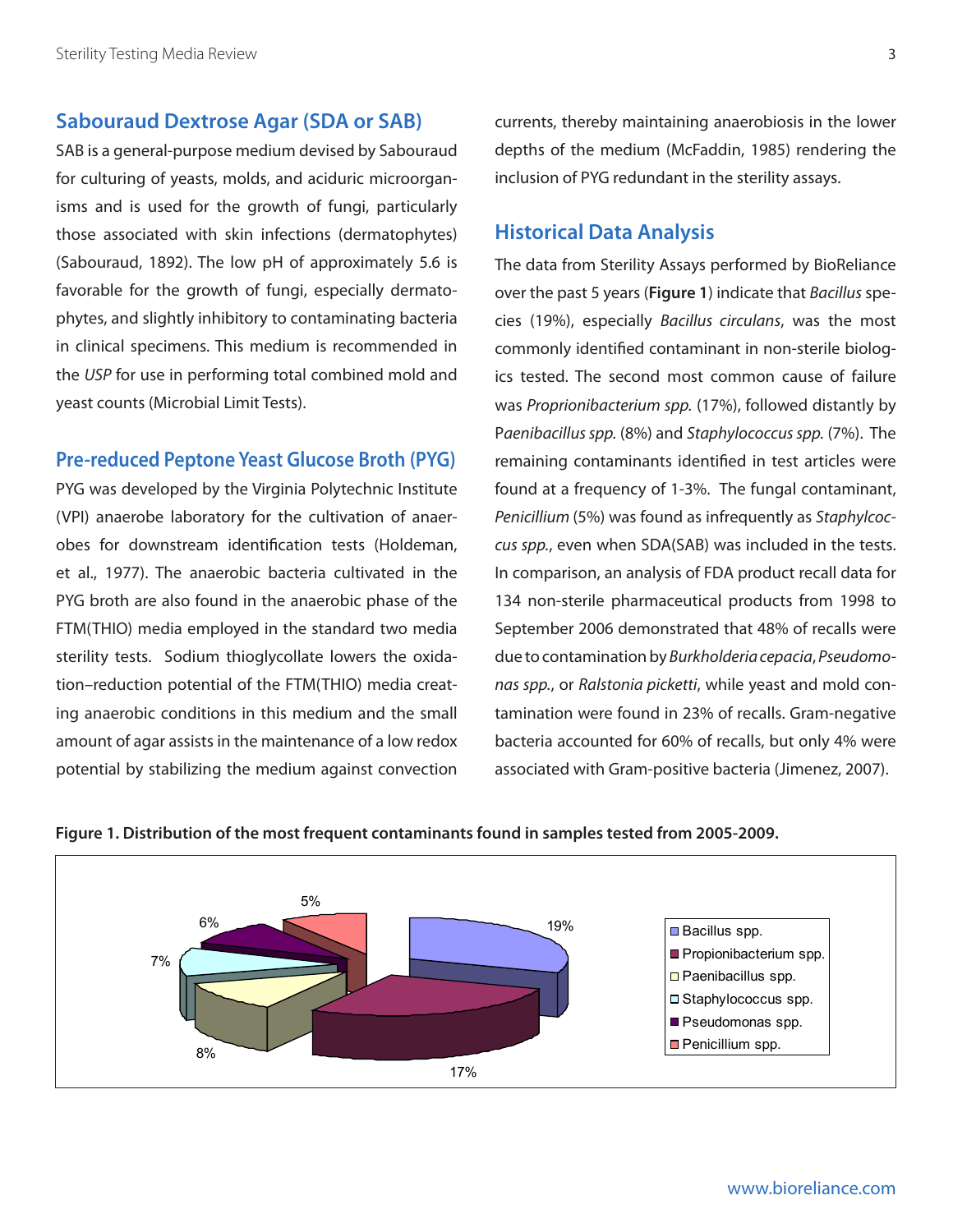## Sabouraud Dextrose Agar (SDA or SAB)

SAB is a general-purpose medium devised by Sabouraud for culturing of yeasts, molds, and aciduric microorganisms and is used for the growth of fungi, particularly those associated with skin infections (dermatophytes) (Sabouraud, 1892). The low pH of approximately 5.6 is favorable for the growth of fungi, especially dermatophytes, and slightly inhibitory to contaminating bacteria in clinical specimens. This medium is recommended in the *USP* for use in performing total combined mold and yeast counts (Microbial Limit Tests).

## Pre-reduced Peptone Yeast Glucose Broth (PYG)

PYG was developed by the Virginia Polytechnic Institute (VPI) anaerobe laboratory for the cultivation of anaerobes for downstream identification tests (Holdeman, et al., 1977). The anaerobic bacteria cultivated in the PYG broth are also found in the anaerobic phase of the FTM(THIO) media employed in the standard two media sterility tests. Sodium thioglycollate lowers the oxidation–reduction potential of the FTM(THIO) media creating anaerobic conditions in this medium and the small amount of agar assists in the maintenance of a low redox potential by stabilizing the medium against convection currents, thereby maintaining anaerobiosis in the lower depths of the medium (McFaddin, 1985) rendering the inclusion of PYG redundant in the sterility assays.

## Historical Data Analysis

The data from Sterility Assays performed by BioReliance over the past 5 years (**Figure 1**) indicate that *Bacillus* species (19%), especially *Bacillus circulans*, was the most commonly identified contaminant in non-sterile biologics tested. The second most common cause of failure was *Proprionibacterium spp.* (17%), followed distantly by *Paenibacillus spp.* (8%) and *Staphylococcus spp.* (7%). The remaining contaminants identified in test articles were found at a frequency of 1-3%. The fungal contaminant, *Penicillium* (5%) was found as infrequently as *Staphylcoccus spp.*, even when SDA(SAB) was included in the tests. In comparison, an analysis of FDA product recall data for 134 non-sterile pharmaceutical products from 1998 to September 2006 demonstrated that 48% of recalls were due to contamination by *Burkholderia cepacia*, *Pseudomonas spp.*, or *Ralstonia picketti*, while yeast and mold contamination were found in 23% of recalls. Gram-negative bacteria accounted for 60% of recalls, but only 4% were associated with Gram-positive bacteria (Jimenez, 2007).

**Figure 1. Distribution of the most frequent contaminants found in samples tested from 2005-2009.**

| Contaminant | Percentage |
|---|---|
| Bacillus spp. | 19% |
| Propionibacterium spp. | 17% |
| Paenibacillus spp. | 8% |
| Staphylococcus spp. | 7% |
| Pseudomonas spp. | 6% |
| Penicillium spp. | 5% |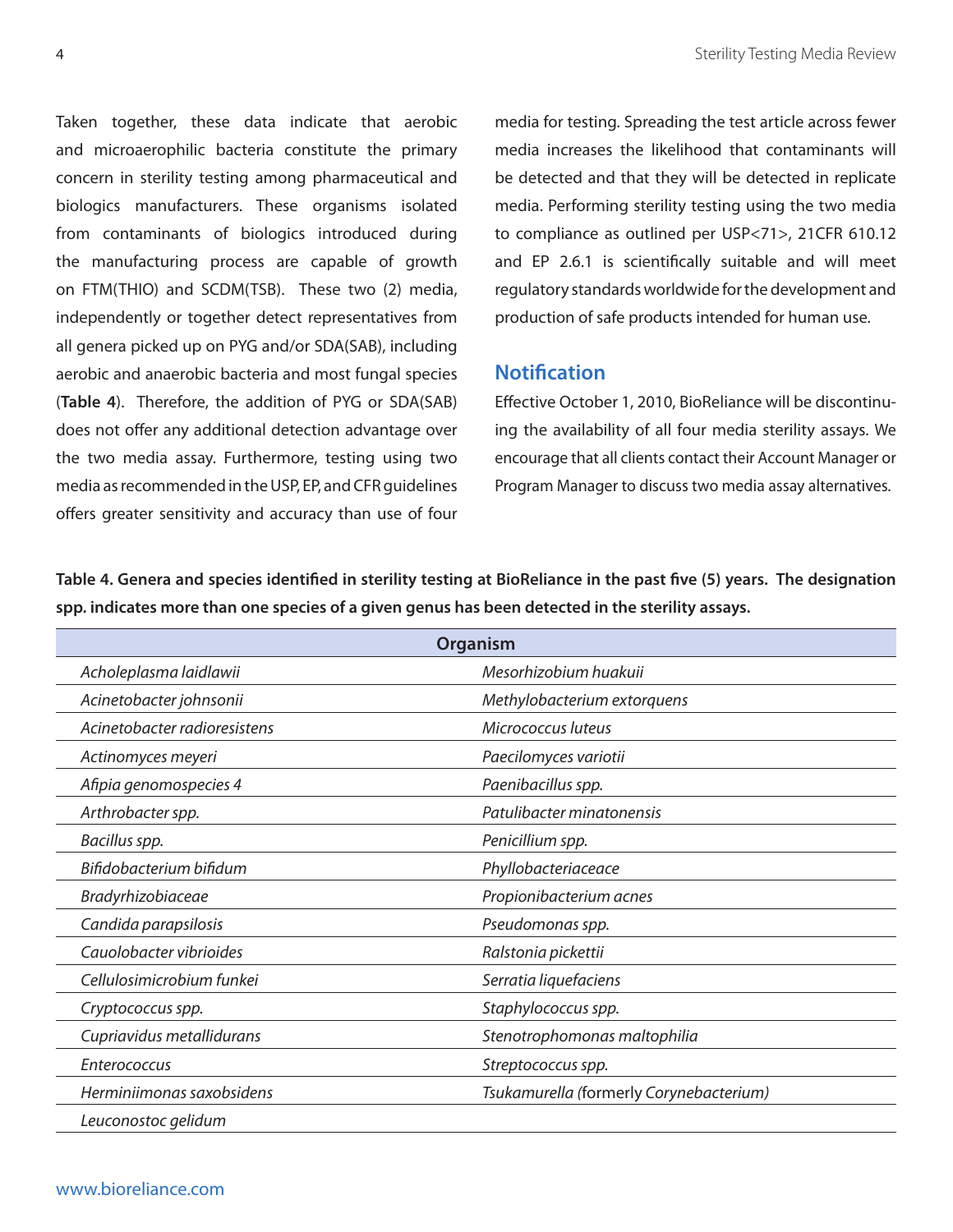Taken together, these data indicate that aerobic and microaerophilic bacteria constitute the primary concern in sterility testing among pharmaceutical and biologics manufacturers. These organisms isolated from contaminants of biologics introduced during the manufacturing process are capable of growth on FTM(THIO) and SCDM(TSB). These two (2) media, independently or together detect representatives from all genera picked up on PYG and/or SDA(SAB), including aerobic and anaerobic bacteria and most fungal species (**Table 4**). Therefore, the addition of PYG or SDA(SAB) does not offer any additional detection advantage over the two media assay. Furthermore, testing using two media as recommended in the USP, EP, and CFR guidelines offers greater sensitivity and accuracy than use of four media for testing. Spreading the test article across fewer media increases the likelihood that contaminants will be detected and that they will be detected in replicate media. Performing sterility testing using the two media to compliance as outlined per USP<71>, 21CFR 610.12 and EP 2.6.1 is scientifically suitable and will meet regulatory standards worldwide for the development and production of safe products intended for human use.

## Notification

Effective October 1, 2010, BioReliance will be discontinuing the availability of all four media sterility assays. We encourage that all clients contact their Account Manager or Program Manager to discuss two media assay alternatives.

**Table 4. Genera and species identified in sterility testing at BioReliance in the past five (5) years. The designation spp. indicates more than one species of a given genus has been detected in the sterility assays.**

| Organism | |
|---|---|
| *Acholeplasma laidlawii* | *Mesorhizobium huakuii* |
| *Acinetobacter johnsonii* | *Methylobacterium extorquens* |
| *Acinetobacter radioresistens* | *Micrococcus luteus* |
| *Actinomyces meyeri* | *Paecilomyces variotii* |
| *Afipia genomospecies 4* | *Paenibacillus spp.* |
| *Arthrobacter spp.* | *Patulibacter minatonensis* |
| *Bacillus spp.* | *Penicillium spp.* |
| *Bifidobacterium bifidum* | *Phyllobacteriaceace* |
| *Bradyrhizobiaceae* | *Propionibacterium acnes* |
| *Candida parapsilosis* | *Pseudomonas spp.* |
| *Cauolobacter vibrioides* | *Ralstonia pickettii* |
| *Cellulosimicrobium funkei* | *Serratia liquefaciens* |
| *Cryptococcus spp.* | *Staphylococcus spp.* |
| *Cupriavidus metallidurans* | *Stenotrophomonas maltophilia* |
| *Enterococcus* | *Streptococcus spp.* |
| *Herminiimonas saxobsidens* | *Tsukamurella (*formerly *Corynebacterium)* |
| *Leuconostoc gelidum* | |

www.bioreliance.com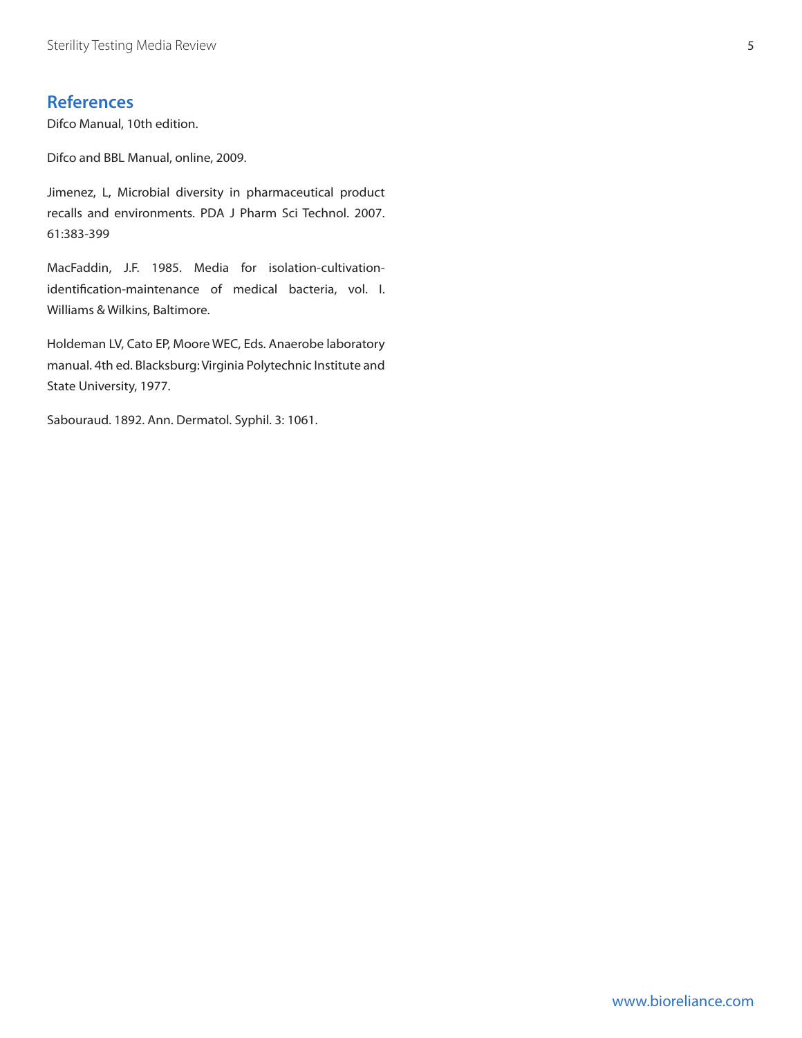## References

Difco Manual, 10th edition.

Difco and BBL Manual, online, 2009.

Jimenez, L, Microbial diversity in pharmaceutical product recalls and environments. PDA J Pharm Sci Technol. 2007. 61:383-399

MacFaddin, J.F. 1985. Media for isolation-cultivation-identification-maintenance of medical bacteria, vol. I. Williams & Wilkins, Baltimore.

Holdeman LV, Cato EP, Moore WEC, Eds. Anaerobe laboratory manual. 4th ed. Blacksburg: Virginia Polytechnic Institute and State University, 1977.

Sabouraud. 1892. Ann. Dermatol. Syphil. 3: 1061.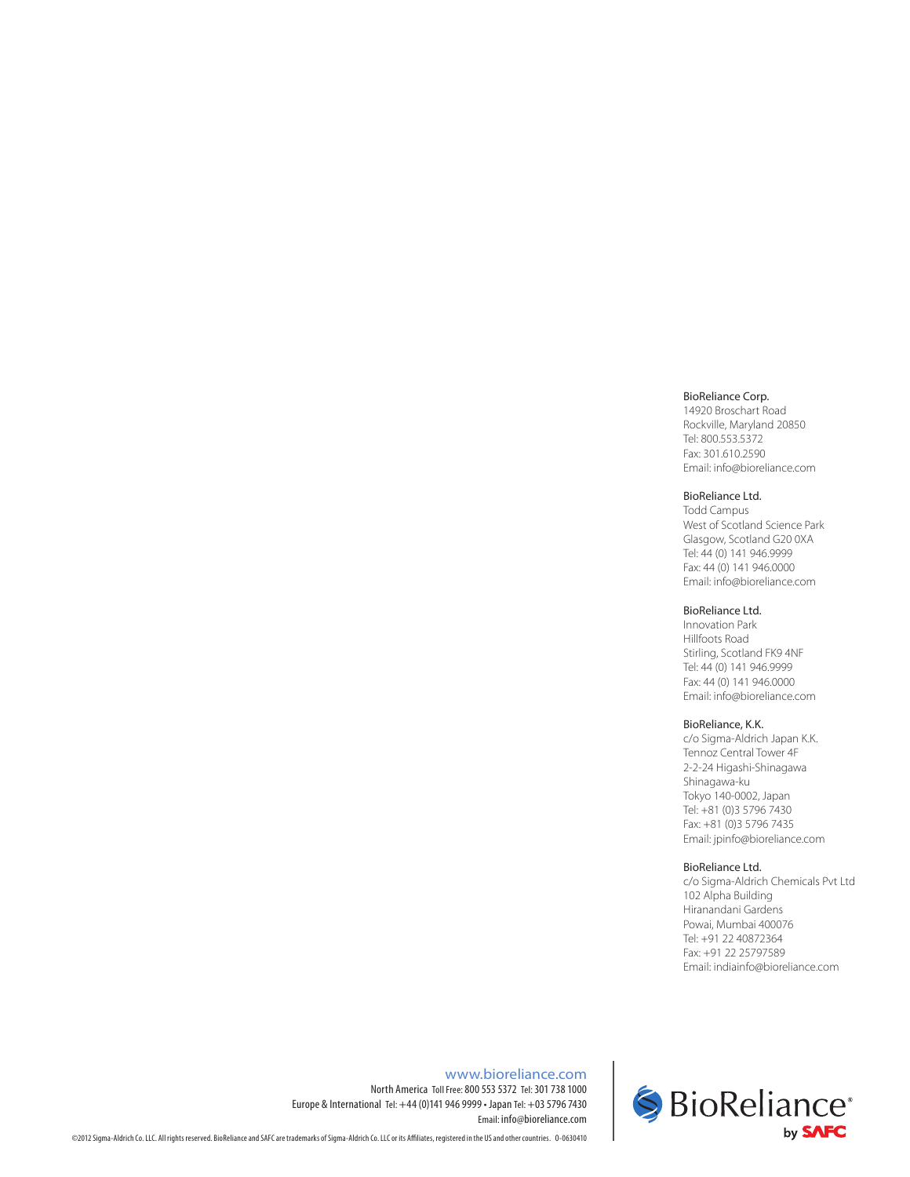BioReliance Corp.
14920 Broschart Road
Rockville, Maryland 20850
Tel: 800.553.5372
Fax: 301.610.2590
Email: info@bioreliance.com

BioReliance Ltd.
Todd Campus
West of Scotland Science Park
Glasgow, Scotland G20 0XA
Tel: 44 (0) 141 946.9999
Fax: 44 (0) 141 946.0000
Email: info@bioreliance.com

BioReliance Ltd.
Innovation Park
Hillfoots Road
Stirling, Scotland FK9 4NF
Tel: 44 (0) 141 946.9999
Fax: 44 (0) 141 946.0000
Email: info@bioreliance.com

BioReliance, K.K.
c/o Sigma-Aldrich Japan K.K.
Tennoz Central Tower 4F
2-2-24 Higashi-Shinagawa
Shinagawa-ku
Tokyo 140-0002, Japan
Tel: +81 (0)3 5796 7430
Fax: +81 (0)3 5796 7435
Email: jpinfo@bioreliance.com

BioReliance Ltd.
c/o Sigma-Aldrich Chemicals Pvt Ltd
102 Alpha Building
Hiranandani Gardens
Powai, Mumbai 400076
Tel: +91 22 40872364
Fax: +91 22 25797589
Email: indiainfo@bioreliance.com

www.bioreliance.com
North America Toll Free: 800 553 5372 Tel: 301 738 1000
Europe & International Tel: +44 (0)141 946 9999 • Japan Tel: +03 5796 7430
Email: info@bioreliance.com

BioReliance® by SAFC

©2012 Sigma-Aldrich Co. LLC. All rights reserved. BioReliance and SAFC are trademarks of Sigma-Aldrich Co. LLC or its Affiliates, registered in the US and other countries. 0-0630410